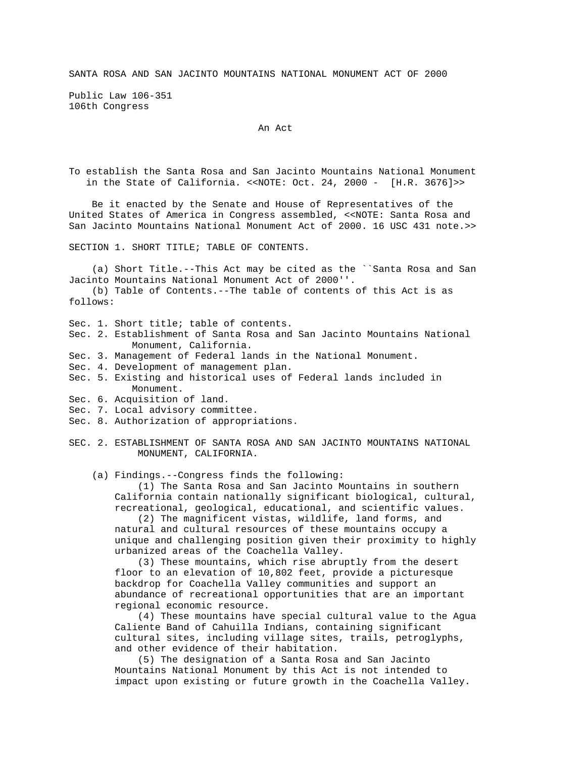# SANTA ROSA AND SAN JACINTO MOUNTAINS NATIONAL MONUMENT ACT OF 2000

Public Law 106-351
106th Congress

An Act

To establish the Santa Rosa and San Jacinto Mountains National Monument in the State of California. <<NOTE: Oct. 24, 2000 - [H.R. 3676]>>

Be it enacted by the Senate and House of Representatives of the United States of America in Congress assembled, <<NOTE: Santa Rosa and San Jacinto Mountains National Monument Act of 2000. 16 USC 431 note.>>

## SECTION 1. SHORT TITLE; TABLE OF CONTENTS.

(a) Short Title.--This Act may be cited as the ``Santa Rosa and San Jacinto Mountains National Monument Act of 2000''.

(b) Table of Contents.--The table of contents of this Act is as follows:

- Sec. 1. Short title; table of contents.
- Sec. 2. Establishment of Santa Rosa and San Jacinto Mountains National Monument, California.
- Sec. 3. Management of Federal lands in the National Monument.
- Sec. 4. Development of management plan.
- Sec. 5. Existing and historical uses of Federal lands included in Monument.
- Sec. 6. Acquisition of land.
- Sec. 7. Local advisory committee.
- Sec. 8. Authorization of appropriations.

## SEC. 2. ESTABLISHMENT OF SANTA ROSA AND SAN JACINTO MOUNTAINS NATIONAL MONUMENT, CALIFORNIA.

(a) Findings.--Congress finds the following:

(1) The Santa Rosa and San Jacinto Mountains in southern California contain nationally significant biological, cultural, recreational, geological, educational, and scientific values.

(2) The magnificent vistas, wildlife, land forms, and natural and cultural resources of these mountains occupy a unique and challenging position given their proximity to highly urbanized areas of the Coachella Valley.

(3) These mountains, which rise abruptly from the desert floor to an elevation of 10,802 feet, provide a picturesque backdrop for Coachella Valley communities and support an abundance of recreational opportunities that are an important regional economic resource.

(4) These mountains have special cultural value to the Agua Caliente Band of Cahuilla Indians, containing significant cultural sites, including village sites, trails, petroglyphs, and other evidence of their habitation.

(5) The designation of a Santa Rosa and San Jacinto Mountains National Monument by this Act is not intended to impact upon existing or future growth in the Coachella Valley.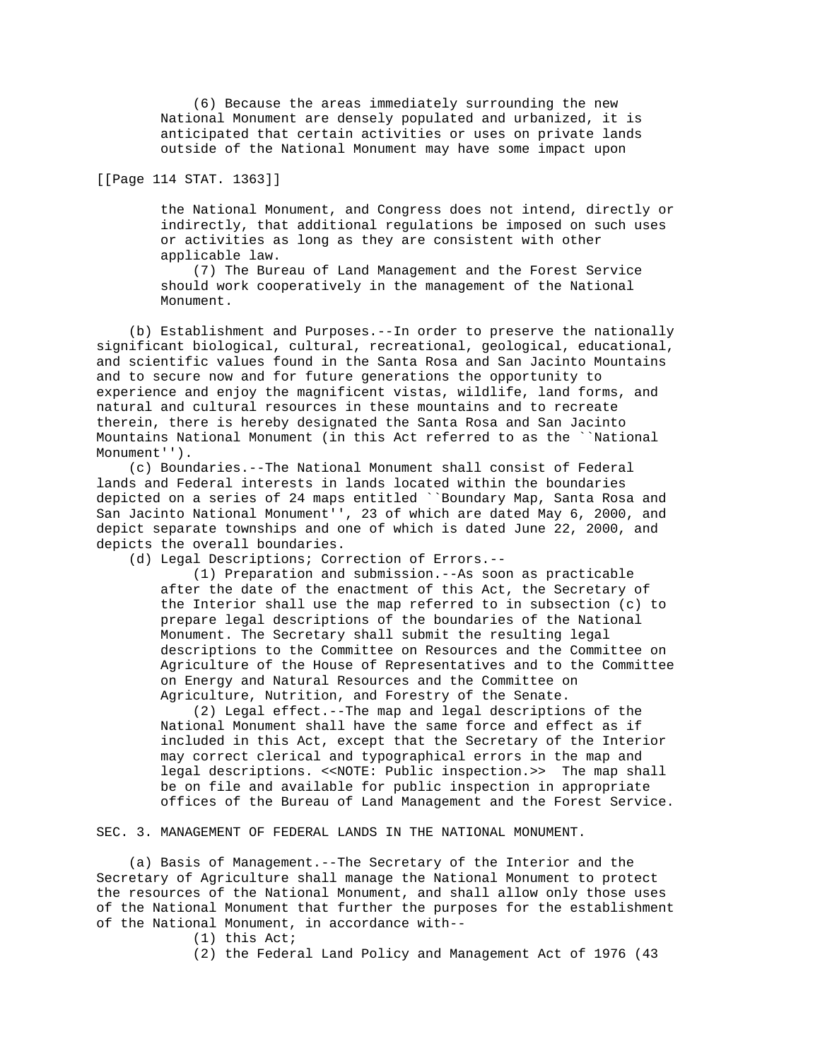(6) Because the areas immediately surrounding the new National Monument are densely populated and urbanized, it is anticipated that certain activities or uses on private lands outside of the National Monument may have some impact upon the National Monument, and Congress does not intend, directly or indirectly, that additional regulations be imposed on such uses or activities as long as they are consistent with other applicable law.

(7) The Bureau of Land Management and the Forest Service should work cooperatively in the management of the National Monument.

(b) Establishment and Purposes.--In order to preserve the nationally significant biological, cultural, recreational, geological, educational, and scientific values found in the Santa Rosa and San Jacinto Mountains and to secure now and for future generations the opportunity to experience and enjoy the magnificent vistas, wildlife, land forms, and natural and cultural resources in these mountains and to recreate therein, there is hereby designated the Santa Rosa and San Jacinto Mountains National Monument (in this Act referred to as the ``National Monument'').

(c) Boundaries.--The National Monument shall consist of Federal lands and Federal interests in lands located within the boundaries depicted on a series of 24 maps entitled ``Boundary Map, Santa Rosa and San Jacinto National Monument'', 23 of which are dated May 6, 2000, and depict separate townships and one of which is dated June 22, 2000, and depicts the overall boundaries.

(d) Legal Descriptions; Correction of Errors.--

(1) Preparation and submission.--As soon as practicable after the date of the enactment of this Act, the Secretary of the Interior shall use the map referred to in subsection (c) to prepare legal descriptions of the boundaries of the National Monument. The Secretary shall submit the resulting legal descriptions to the Committee on Resources and the Committee on Agriculture of the House of Representatives and to the Committee on Energy and Natural Resources and the Committee on Agriculture, Nutrition, and Forestry of the Senate.

(2) Legal effect.--The map and legal descriptions of the National Monument shall have the same force and effect as if included in this Act, except that the Secretary of the Interior may correct clerical and typographical errors in the map and legal descriptions. <<NOTE: Public inspection.>> The map shall be on file and available for public inspection in appropriate offices of the Bureau of Land Management and the Forest Service.

SEC. 3. MANAGEMENT OF FEDERAL LANDS IN THE NATIONAL MONUMENT.

(a) Basis of Management.--The Secretary of the Interior and the Secretary of Agriculture shall manage the National Monument to protect the resources of the National Monument, and shall allow only those uses of the National Monument that further the purposes for the establishment of the National Monument, in accordance with--

(1) this Act;

(2) the Federal Land Policy and Management Act of 1976 (43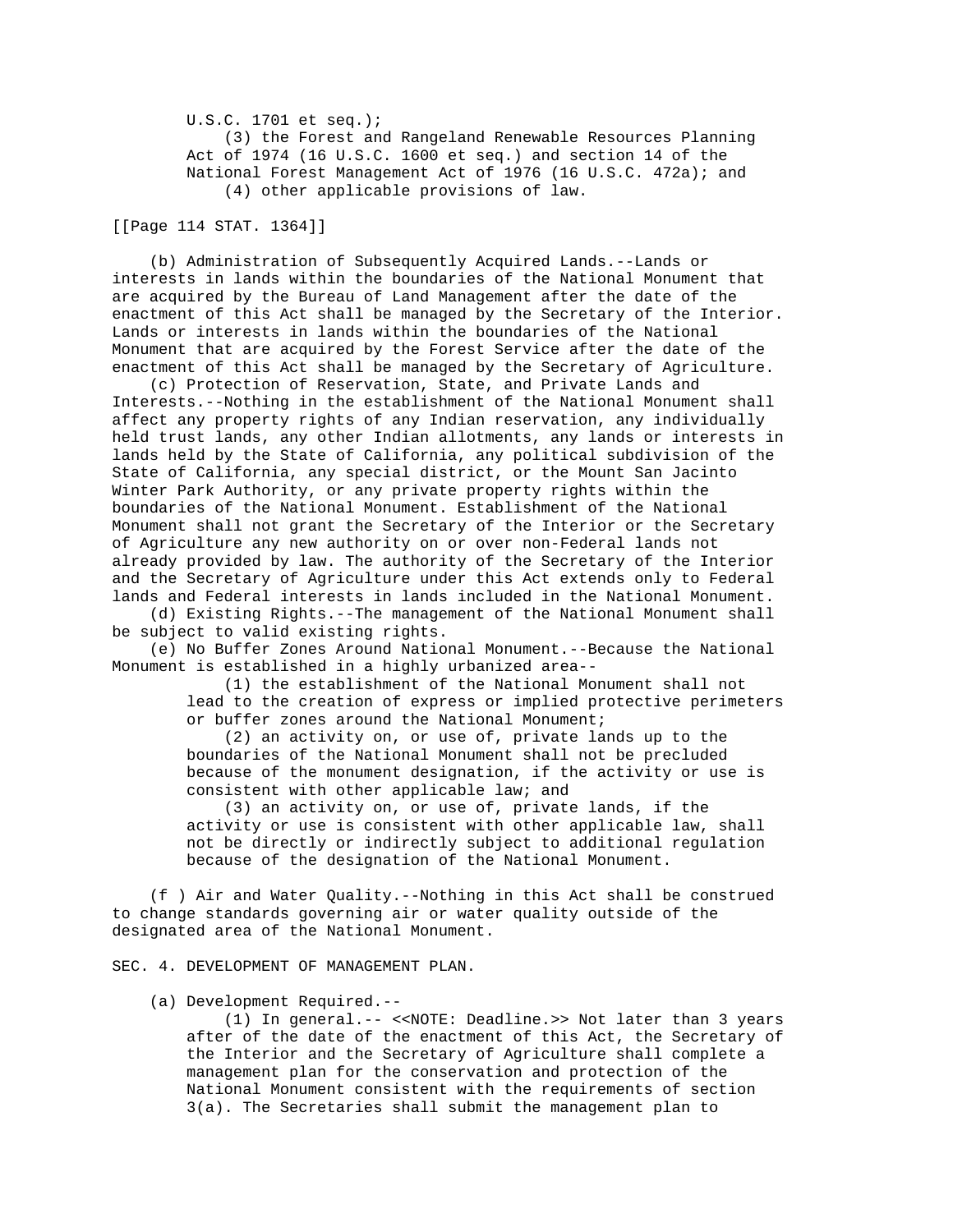U.S.C. 1701 et seq.);

(3) the Forest and Rangeland Renewable Resources Planning Act of 1974 (16 U.S.C. 1600 et seq.) and section 14 of the National Forest Management Act of 1976 (16 U.S.C. 472a); and

(4) other applicable provisions of law.

[[Page 114 STAT. 1364]]

(b) Administration of Subsequently Acquired Lands.--Lands or interests in lands within the boundaries of the National Monument that are acquired by the Bureau of Land Management after the date of the enactment of this Act shall be managed by the Secretary of the Interior. Lands or interests in lands within the boundaries of the National Monument that are acquired by the Forest Service after the date of the enactment of this Act shall be managed by the Secretary of Agriculture.

(c) Protection of Reservation, State, and Private Lands and Interests.--Nothing in the establishment of the National Monument shall affect any property rights of any Indian reservation, any individually held trust lands, any other Indian allotments, any lands or interests in lands held by the State of California, any political subdivision of the State of California, any special district, or the Mount San Jacinto Winter Park Authority, or any private property rights within the boundaries of the National Monument. Establishment of the National Monument shall not grant the Secretary of the Interior or the Secretary of Agriculture any new authority on or over non-Federal lands not already provided by law. The authority of the Secretary of the Interior and the Secretary of Agriculture under this Act extends only to Federal lands and Federal interests in lands included in the National Monument.

(d) Existing Rights.--The management of the National Monument shall be subject to valid existing rights.

(e) No Buffer Zones Around National Monument.--Because the National Monument is established in a highly urbanized area--

(1) the establishment of the National Monument shall not lead to the creation of express or implied protective perimeters or buffer zones around the National Monument;

(2) an activity on, or use of, private lands up to the boundaries of the National Monument shall not be precluded because of the monument designation, if the activity or use is consistent with other applicable law; and

(3) an activity on, or use of, private lands, if the activity or use is consistent with other applicable law, shall not be directly or indirectly subject to additional regulation because of the designation of the National Monument.

(f ) Air and Water Quality.--Nothing in this Act shall be construed to change standards governing air or water quality outside of the designated area of the National Monument.

SEC. 4. DEVELOPMENT OF MANAGEMENT PLAN.

(a) Development Required.--

(1) In general.-- <<NOTE: Deadline.>> Not later than 3 years after of the date of the enactment of this Act, the Secretary of the Interior and the Secretary of Agriculture shall complete a management plan for the conservation and protection of the National Monument consistent with the requirements of section 3(a). The Secretaries shall submit the management plan to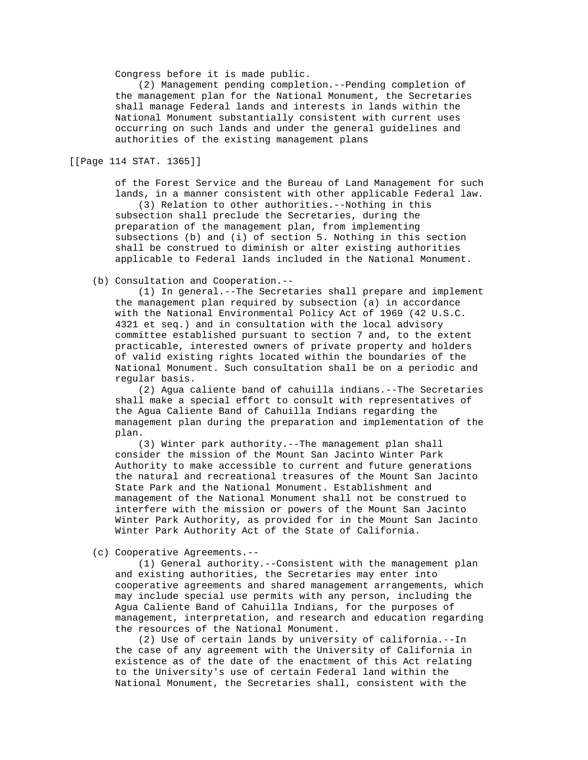Congress before it is made public.

(2) Management pending completion.--Pending completion of the management plan for the National Monument, the Secretaries shall manage Federal lands and interests in lands within the National Monument substantially consistent with current uses occurring on such lands and under the general guidelines and authorities of the existing management plans

[[Page 114 STAT. 1365]]

of the Forest Service and the Bureau of Land Management for such lands, in a manner consistent with other applicable Federal law.

(3) Relation to other authorities.--Nothing in this subsection shall preclude the Secretaries, during the preparation of the management plan, from implementing subsections (b) and (i) of section 5. Nothing in this section shall be construed to diminish or alter existing authorities applicable to Federal lands included in the National Monument.

(b) Consultation and Cooperation.--

(1) In general.--The Secretaries shall prepare and implement the management plan required by subsection (a) in accordance with the National Environmental Policy Act of 1969 (42 U.S.C. 4321 et seq.) and in consultation with the local advisory committee established pursuant to section 7 and, to the extent practicable, interested owners of private property and holders of valid existing rights located within the boundaries of the National Monument. Such consultation shall be on a periodic and regular basis.

(2) Agua caliente band of cahuilla indians.--The Secretaries shall make a special effort to consult with representatives of the Agua Caliente Band of Cahuilla Indians regarding the management plan during the preparation and implementation of the plan.

(3) Winter park authority.--The management plan shall consider the mission of the Mount San Jacinto Winter Park Authority to make accessible to current and future generations the natural and recreational treasures of the Mount San Jacinto State Park and the National Monument. Establishment and management of the National Monument shall not be construed to interfere with the mission or powers of the Mount San Jacinto Winter Park Authority, as provided for in the Mount San Jacinto Winter Park Authority Act of the State of California.

(c) Cooperative Agreements.--

(1) General authority.--Consistent with the management plan and existing authorities, the Secretaries may enter into cooperative agreements and shared management arrangements, which may include special use permits with any person, including the Agua Caliente Band of Cahuilla Indians, for the purposes of management, interpretation, and research and education regarding the resources of the National Monument.

(2) Use of certain lands by university of california.--In the case of any agreement with the University of California in existence as of the date of the enactment of this Act relating to the University's use of certain Federal land within the National Monument, the Secretaries shall, consistent with the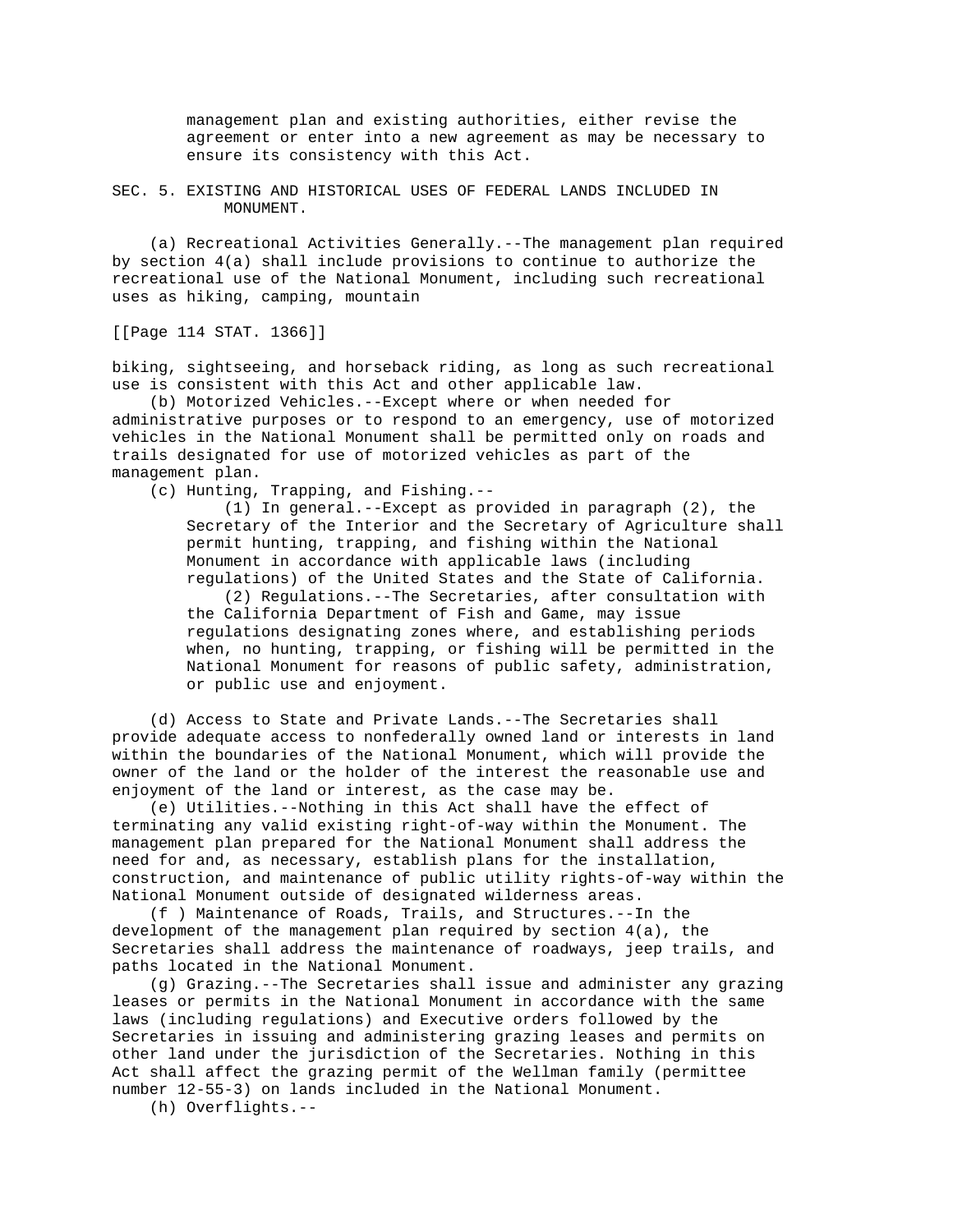management plan and existing authorities, either revise the agreement or enter into a new agreement as may be necessary to ensure its consistency with this Act.

SEC. 5. EXISTING AND HISTORICAL USES OF FEDERAL LANDS INCLUDED IN MONUMENT.

(a) Recreational Activities Generally.--The management plan required by section 4(a) shall include provisions to continue to authorize the recreational use of the National Monument, including such recreational uses as hiking, camping, mountain

[[Page 114 STAT. 1366]]

biking, sightseeing, and horseback riding, as long as such recreational use is consistent with this Act and other applicable law.

(b) Motorized Vehicles.--Except where or when needed for administrative purposes or to respond to an emergency, use of motorized vehicles in the National Monument shall be permitted only on roads and trails designated for use of motorized vehicles as part of the management plan.

(c) Hunting, Trapping, and Fishing.--

(1) In general.--Except as provided in paragraph (2), the Secretary of the Interior and the Secretary of Agriculture shall permit hunting, trapping, and fishing within the National Monument in accordance with applicable laws (including regulations) of the United States and the State of California.

(2) Regulations.--The Secretaries, after consultation with the California Department of Fish and Game, may issue regulations designating zones where, and establishing periods when, no hunting, trapping, or fishing will be permitted in the National Monument for reasons of public safety, administration, or public use and enjoyment.

(d) Access to State and Private Lands.--The Secretaries shall provide adequate access to nonfederally owned land or interests in land within the boundaries of the National Monument, which will provide the owner of the land or the holder of the interest the reasonable use and enjoyment of the land or interest, as the case may be.

(e) Utilities.--Nothing in this Act shall have the effect of terminating any valid existing right-of-way within the Monument. The management plan prepared for the National Monument shall address the need for and, as necessary, establish plans for the installation, construction, and maintenance of public utility rights-of-way within the National Monument outside of designated wilderness areas.

(f ) Maintenance of Roads, Trails, and Structures.--In the development of the management plan required by section 4(a), the Secretaries shall address the maintenance of roadways, jeep trails, and paths located in the National Monument.

(g) Grazing.--The Secretaries shall issue and administer any grazing leases or permits in the National Monument in accordance with the same laws (including regulations) and Executive orders followed by the Secretaries in issuing and administering grazing leases and permits on other land under the jurisdiction of the Secretaries. Nothing in this Act shall affect the grazing permit of the Wellman family (permittee number 12-55-3) on lands included in the National Monument.

(h) Overflights.--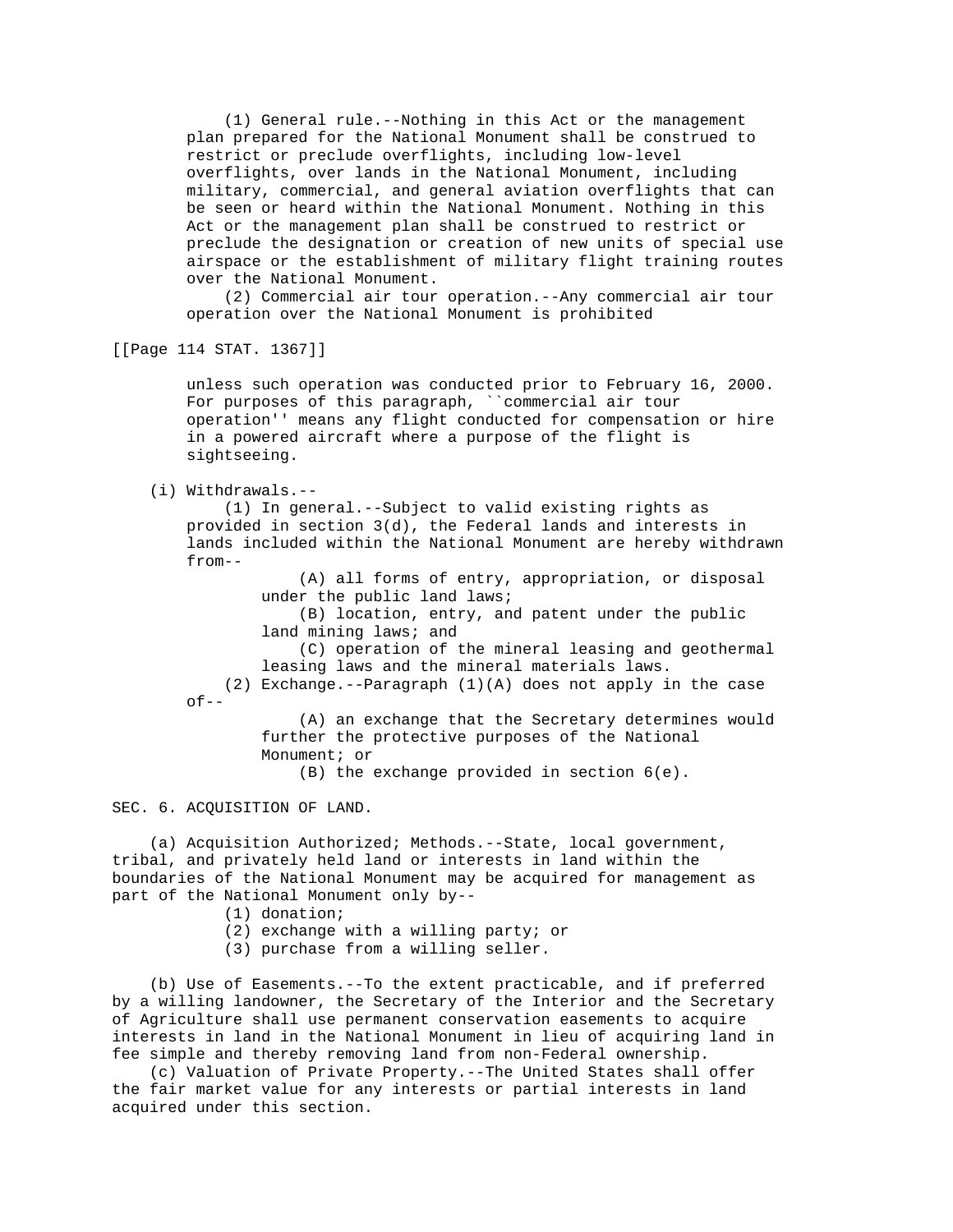(1) General rule.--Nothing in this Act or the management plan prepared for the National Monument shall be construed to restrict or preclude overflights, including low-level overflights, over lands in the National Monument, including military, commercial, and general aviation overflights that can be seen or heard within the National Monument. Nothing in this Act or the management plan shall be construed to restrict or preclude the designation or creation of new units of special use airspace or the establishment of military flight training routes over the National Monument.

(2) Commercial air tour operation.--Any commercial air tour operation over the National Monument is prohibited

[[Page 114 STAT. 1367]]

unless such operation was conducted prior to February 16, 2000. For purposes of this paragraph, ``commercial air tour operation'' means any flight conducted for compensation or hire in a powered aircraft where a purpose of the flight is sightseeing.

(i) Withdrawals.--

(1) In general.--Subject to valid existing rights as provided in section 3(d), the Federal lands and interests in lands included within the National Monument are hereby withdrawn from--

(A) all forms of entry, appropriation, or disposal under the public land laws;

(B) location, entry, and patent under the public land mining laws; and

(C) operation of the mineral leasing and geothermal leasing laws and the mineral materials laws.

(2) Exchange.--Paragraph (1)(A) does not apply in the case of--

(A) an exchange that the Secretary determines would further the protective purposes of the National Monument; or

(B) the exchange provided in section 6(e).

SEC. 6. ACQUISITION OF LAND.

(a) Acquisition Authorized; Methods.--State, local government, tribal, and privately held land or interests in land within the boundaries of the National Monument may be acquired for management as part of the National Monument only by--

(1) donation;

(2) exchange with a willing party; or

(3) purchase from a willing seller.

(b) Use of Easements.--To the extent practicable, and if preferred by a willing landowner, the Secretary of the Interior and the Secretary of Agriculture shall use permanent conservation easements to acquire interests in land in the National Monument in lieu of acquiring land in fee simple and thereby removing land from non-Federal ownership.

(c) Valuation of Private Property.--The United States shall offer the fair market value for any interests or partial interests in land acquired under this section.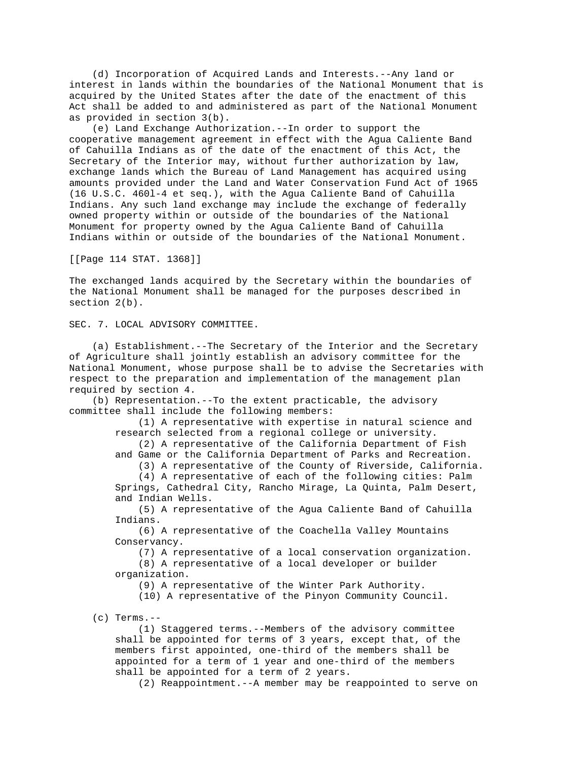(d) Incorporation of Acquired Lands and Interests.--Any land or interest in lands within the boundaries of the National Monument that is acquired by the United States after the date of the enactment of this Act shall be added to and administered as part of the National Monument as provided in section 3(b).

(e) Land Exchange Authorization.--In order to support the cooperative management agreement in effect with the Agua Caliente Band of Cahuilla Indians as of the date of the enactment of this Act, the Secretary of the Interior may, without further authorization by law, exchange lands which the Bureau of Land Management has acquired using amounts provided under the Land and Water Conservation Fund Act of 1965 (16 U.S.C. 460l-4 et seq.), with the Agua Caliente Band of Cahuilla Indians. Any such land exchange may include the exchange of federally owned property within or outside of the boundaries of the National Monument for property owned by the Agua Caliente Band of Cahuilla Indians within or outside of the boundaries of the National Monument.

[[Page 114 STAT. 1368]]

The exchanged lands acquired by the Secretary within the boundaries of the National Monument shall be managed for the purposes described in section 2(b).

SEC. 7. LOCAL ADVISORY COMMITTEE.

(a) Establishment.--The Secretary of the Interior and the Secretary of Agriculture shall jointly establish an advisory committee for the National Monument, whose purpose shall be to advise the Secretaries with respect to the preparation and implementation of the management plan required by section 4.

(b) Representation.--To the extent practicable, the advisory committee shall include the following members:

(1) A representative with expertise in natural science and research selected from a regional college or university.

(2) A representative of the California Department of Fish and Game or the California Department of Parks and Recreation.

(3) A representative of the County of Riverside, California.

(4) A representative of each of the following cities: Palm Springs, Cathedral City, Rancho Mirage, La Quinta, Palm Desert, and Indian Wells.

(5) A representative of the Agua Caliente Band of Cahuilla Indians.

(6) A representative of the Coachella Valley Mountains Conservancy.

(7) A representative of a local conservation organization.

(8) A representative of a local developer or builder organization.

(9) A representative of the Winter Park Authority.

(10) A representative of the Pinyon Community Council.

(c) Terms.--

(1) Staggered terms.--Members of the advisory committee shall be appointed for terms of 3 years, except that, of the members first appointed, one-third of the members shall be appointed for a term of 1 year and one-third of the members shall be appointed for a term of 2 years.

(2) Reappointment.--A member may be reappointed to serve on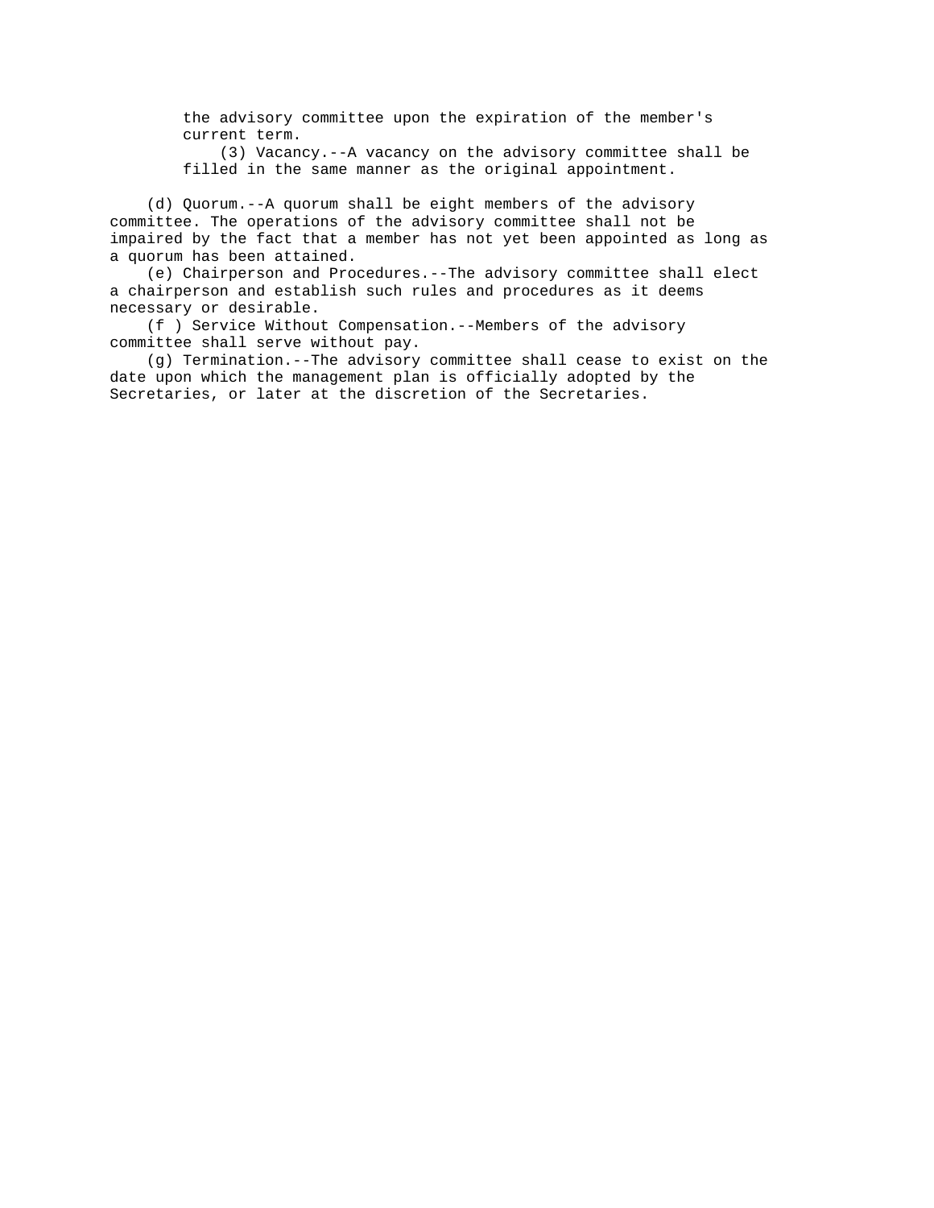the advisory committee upon the expiration of the member's current term.

(3) Vacancy.--A vacancy on the advisory committee shall be filled in the same manner as the original appointment.

(d) Quorum.--A quorum shall be eight members of the advisory committee. The operations of the advisory committee shall not be impaired by the fact that a member has not yet been appointed as long as a quorum has been attained.

(e) Chairperson and Procedures.--The advisory committee shall elect a chairperson and establish such rules and procedures as it deems necessary or desirable.

(f ) Service Without Compensation.--Members of the advisory committee shall serve without pay.

(g) Termination.--The advisory committee shall cease to exist on the date upon which the management plan is officially adopted by the Secretaries, or later at the discretion of the Secretaries.